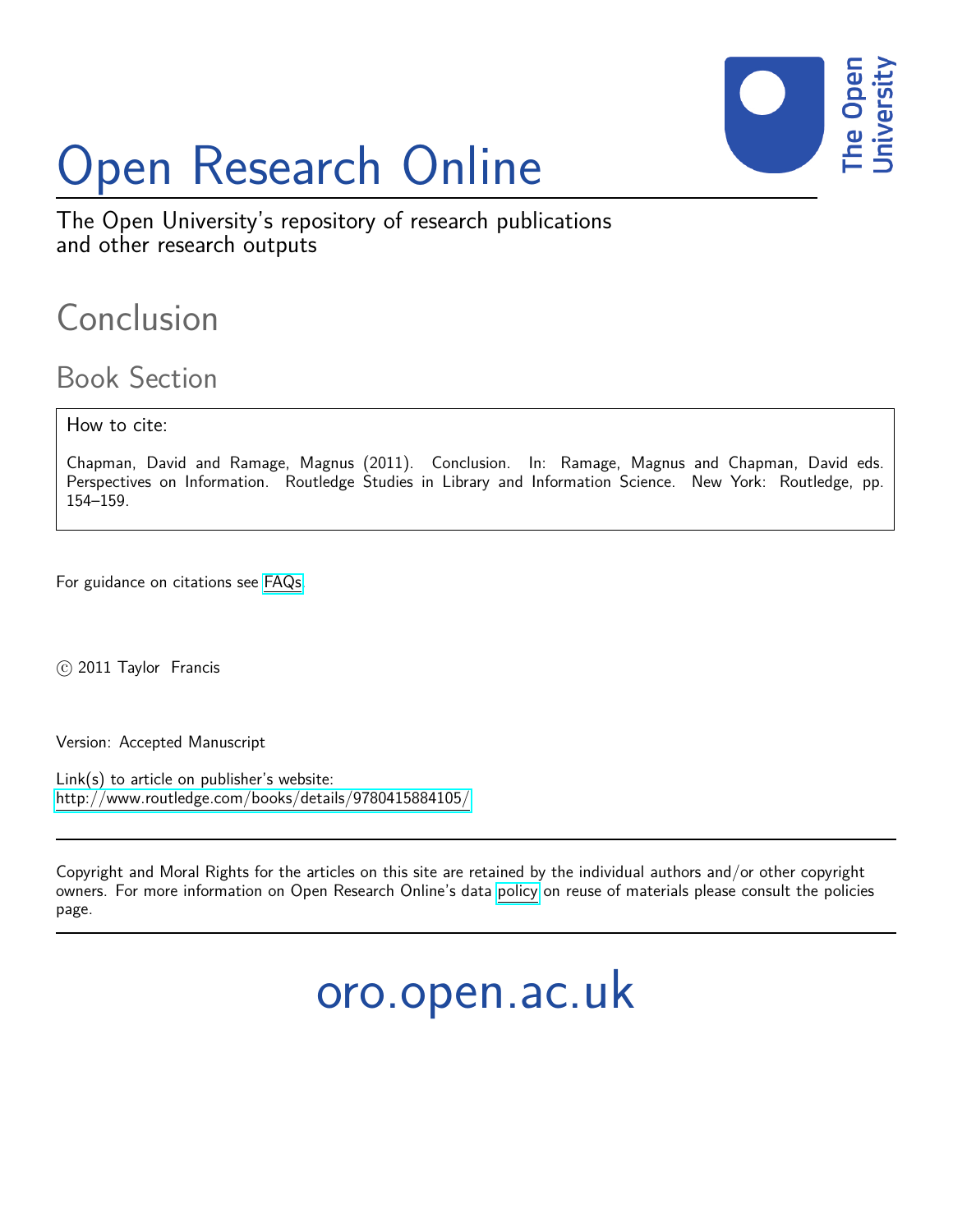# Open Research Online

The Open University's repository of research publications and other research outputs

## Conclusion

### Book Section

How to cite:

Chapman, David and Ramage, Magnus (2011). Conclusion. In: Ramage, Magnus and Chapman, David eds. Perspectives on Information. Routledge Studies in Library and Information Science. New York: Routledge, pp. 154–159.

For guidance on citations see FAQs.

© 2011 Taylor Francis

Version: Accepted Manuscript

Link(s) to article on publisher's website:
http://www.routledge.com/books/details/9780415884105/

Copyright and Moral Rights for the articles on this site are retained by the individual authors and/or other copyright owners. For more information on Open Research Online's data policy on reuse of materials please consult the policies page.

oro.open.ac.uk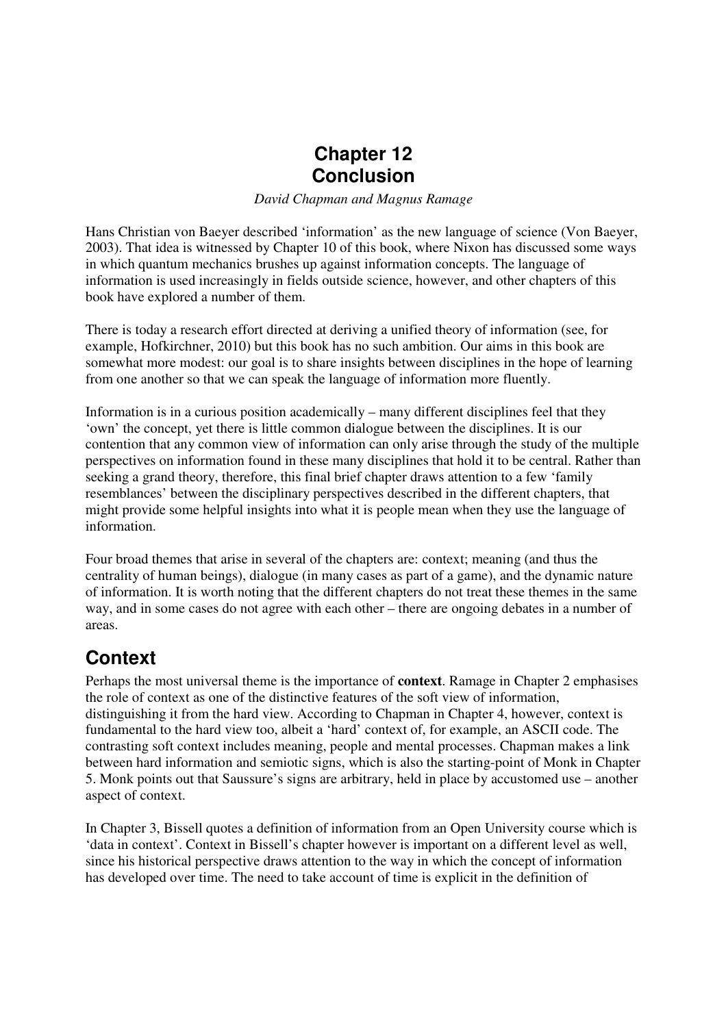# Chapter 12
# Conclusion

*David Chapman and Magnus Ramage*

Hans Christian von Baeyer described 'information' as the new language of science (Von Baeyer, 2003). That idea is witnessed by Chapter 10 of this book, where Nixon has discussed some ways in which quantum mechanics brushes up against information concepts. The language of information is used increasingly in fields outside science, however, and other chapters of this book have explored a number of them.

There is today a research effort directed at deriving a unified theory of information (see, for example, Hofkirchner, 2010) but this book has no such ambition. Our aims in this book are somewhat more modest: our goal is to share insights between disciplines in the hope of learning from one another so that we can speak the language of information more fluently.

Information is in a curious position academically – many different disciplines feel that they 'own' the concept, yet there is little common dialogue between the disciplines. It is our contention that any common view of information can only arise through the study of the multiple perspectives on information found in these many disciplines that hold it to be central. Rather than seeking a grand theory, therefore, this final brief chapter draws attention to a few 'family resemblances' between the disciplinary perspectives described in the different chapters, that might provide some helpful insights into what it is people mean when they use the language of information.

Four broad themes that arise in several of the chapters are: context; meaning (and thus the centrality of human beings), dialogue (in many cases as part of a game), and the dynamic nature of information. It is worth noting that the different chapters do not treat these themes in the same way, and in some cases do not agree with each other – there are ongoing debates in a number of areas.

## Context

Perhaps the most universal theme is the importance of **context**. Ramage in Chapter 2 emphasises the role of context as one of the distinctive features of the soft view of information, distinguishing it from the hard view. According to Chapman in Chapter 4, however, context is fundamental to the hard view too, albeit a 'hard' context of, for example, an ASCII code. The contrasting soft context includes meaning, people and mental processes. Chapman makes a link between hard information and semiotic signs, which is also the starting-point of Monk in Chapter 5. Monk points out that Saussure's signs are arbitrary, held in place by accustomed use – another aspect of context.

In Chapter 3, Bissell quotes a definition of information from an Open University course which is 'data in context'. Context in Bissell's chapter however is important on a different level as well, since his historical perspective draws attention to the way in which the concept of information has developed over time. The need to take account of time is explicit in the definition of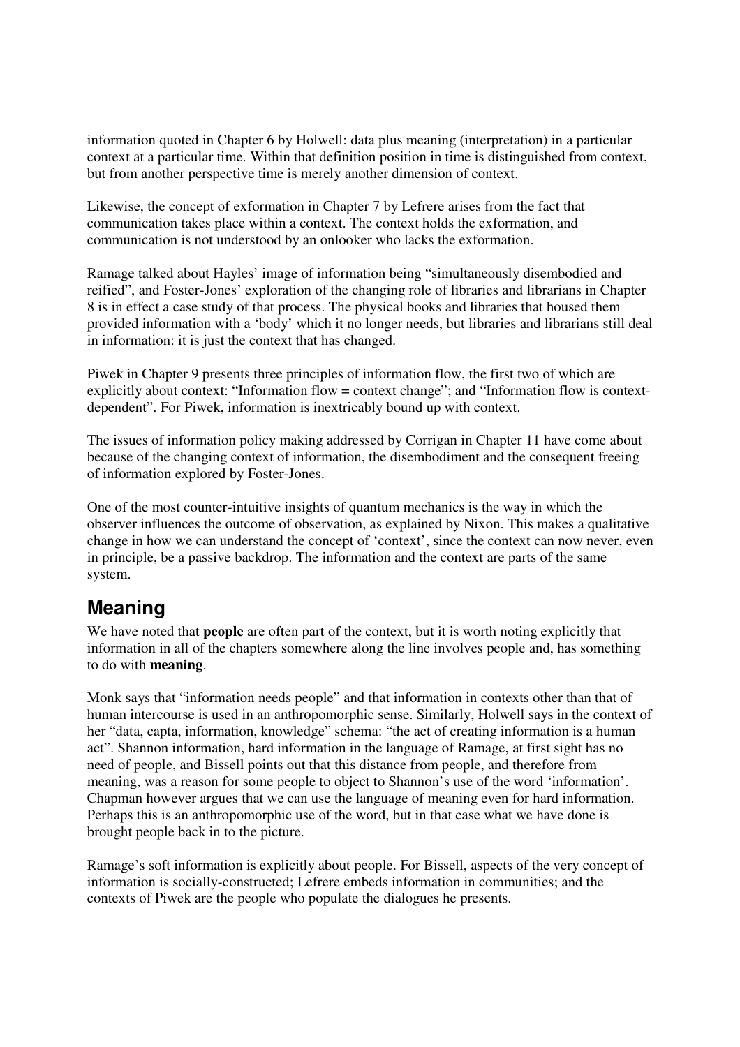information quoted in Chapter 6 by Holwell: data plus meaning (interpretation) in a particular context at a particular time. Within that definition position in time is distinguished from context, but from another perspective time is merely another dimension of context.

Likewise, the concept of exformation in Chapter 7 by Lefrere arises from the fact that communication takes place within a context. The context holds the exformation, and communication is not understood by an onlooker who lacks the exformation.

Ramage talked about Hayles' image of information being "simultaneously disembodied and reified", and Foster-Jones' exploration of the changing role of libraries and librarians in Chapter 8 is in effect a case study of that process. The physical books and libraries that housed them provided information with a 'body' which it no longer needs, but libraries and librarians still deal in information: it is just the context that has changed.

Piwek in Chapter 9 presents three principles of information flow, the first two of which are explicitly about context: "Information flow = context change"; and "Information flow is context-dependent". For Piwek, information is inextricably bound up with context.

The issues of information policy making addressed by Corrigan in Chapter 11 have come about because of the changing context of information, the disembodiment and the consequent freeing of information explored by Foster-Jones.

One of the most counter-intuitive insights of quantum mechanics is the way in which the observer influences the outcome of observation, as explained by Nixon. This makes a qualitative change in how we can understand the concept of 'context', since the context can now never, even in principle, be a passive backdrop. The information and the context are parts of the same system.

## Meaning

We have noted that **people** are often part of the context, but it is worth noting explicitly that information in all of the chapters somewhere along the line involves people and, has something to do with **meaning**.

Monk says that "information needs people" and that information in contexts other than that of human intercourse is used in an anthropomorphic sense. Similarly, Holwell says in the context of her "data, capta, information, knowledge" schema: "the act of creating information is a human act". Shannon information, hard information in the language of Ramage, at first sight has no need of people, and Bissell points out that this distance from people, and therefore from meaning, was a reason for some people to object to Shannon's use of the word 'information'. Chapman however argues that we can use the language of meaning even for hard information. Perhaps this is an anthropomorphic use of the word, but in that case what we have done is brought people back in to the picture.

Ramage's soft information is explicitly about people. For Bissell, aspects of the very concept of information is socially-constructed; Lefrere embeds information in communities; and the contexts of Piwek are the people who populate the dialogues he presents.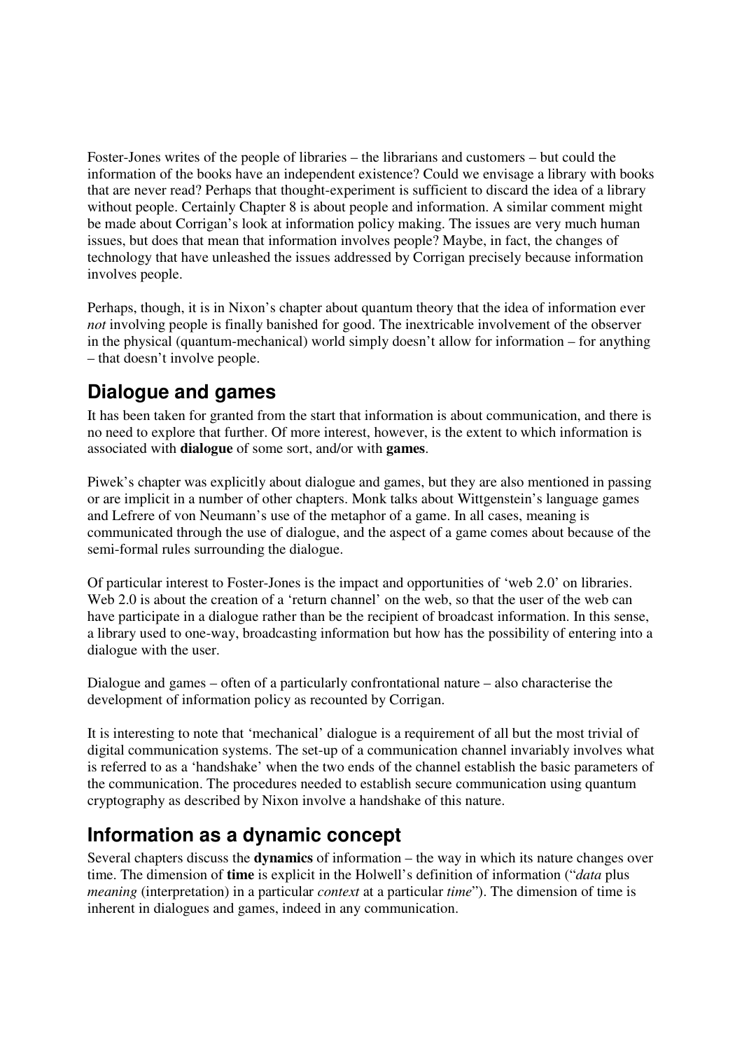Foster-Jones writes of the people of libraries – the librarians and customers – but could the information of the books have an independent existence? Could we envisage a library with books that are never read? Perhaps that thought-experiment is sufficient to discard the idea of a library without people. Certainly Chapter 8 is about people and information. A similar comment might be made about Corrigan's look at information policy making. The issues are very much human issues, but does that mean that information involves people? Maybe, in fact, the changes of technology that have unleashed the issues addressed by Corrigan precisely because information involves people.

Perhaps, though, it is in Nixon's chapter about quantum theory that the idea of information ever *not* involving people is finally banished for good. The inextricable involvement of the observer in the physical (quantum-mechanical) world simply doesn't allow for information – for anything – that doesn't involve people.

## Dialogue and games

It has been taken for granted from the start that information is about communication, and there is no need to explore that further. Of more interest, however, is the extent to which information is associated with **dialogue** of some sort, and/or with **games**.

Piwek's chapter was explicitly about dialogue and games, but they are also mentioned in passing or are implicit in a number of other chapters. Monk talks about Wittgenstein's language games and Lefrere of von Neumann's use of the metaphor of a game. In all cases, meaning is communicated through the use of dialogue, and the aspect of a game comes about because of the semi-formal rules surrounding the dialogue.

Of particular interest to Foster-Jones is the impact and opportunities of 'web 2.0' on libraries. Web 2.0 is about the creation of a 'return channel' on the web, so that the user of the web can have participate in a dialogue rather than be the recipient of broadcast information. In this sense, a library used to one-way, broadcasting information but how has the possibility of entering into a dialogue with the user.

Dialogue and games – often of a particularly confrontational nature – also characterise the development of information policy as recounted by Corrigan.

It is interesting to note that 'mechanical' dialogue is a requirement of all but the most trivial of digital communication systems. The set-up of a communication channel invariably involves what is referred to as a 'handshake' when the two ends of the channel establish the basic parameters of the communication. The procedures needed to establish secure communication using quantum cryptography as described by Nixon involve a handshake of this nature.

## Information as a dynamic concept

Several chapters discuss the **dynamics** of information – the way in which its nature changes over time. The dimension of **time** is explicit in the Holwell's definition of information ("*data* plus *meaning* (interpretation) in a particular *context* at a particular *time*"). The dimension of time is inherent in dialogues and games, indeed in any communication.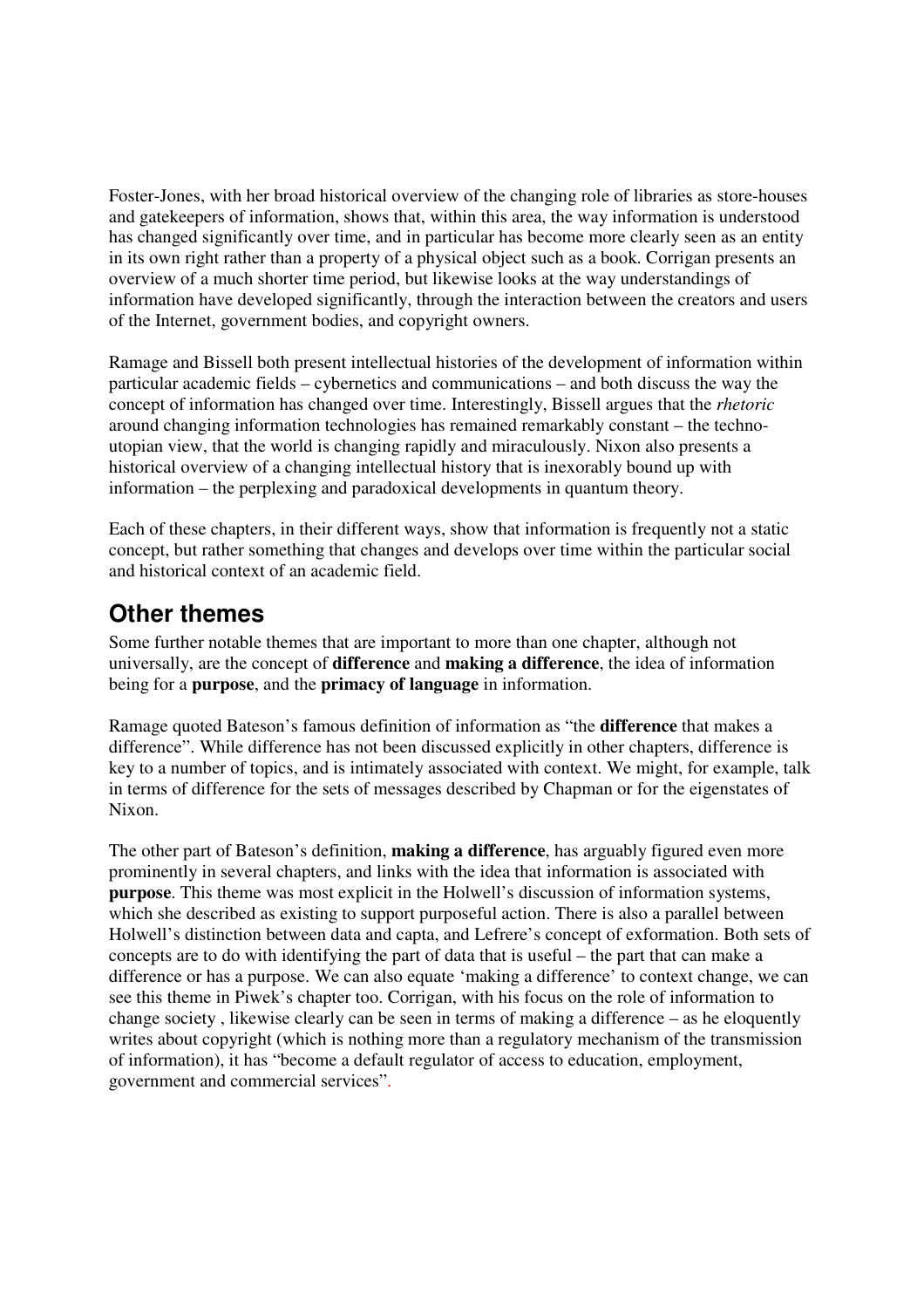Foster-Jones, with her broad historical overview of the changing role of libraries as store-houses and gatekeepers of information, shows that, within this area, the way information is understood has changed significantly over time, and in particular has become more clearly seen as an entity in its own right rather than a property of a physical object such as a book. Corrigan presents an overview of a much shorter time period, but likewise looks at the way understandings of information have developed significantly, through the interaction between the creators and users of the Internet, government bodies, and copyright owners.

Ramage and Bissell both present intellectual histories of the development of information within particular academic fields – cybernetics and communications – and both discuss the way the concept of information has changed over time. Interestingly, Bissell argues that the *rhetoric* around changing information technologies has remained remarkably constant – the techno-utopian view, that the world is changing rapidly and miraculously. Nixon also presents a historical overview of a changing intellectual history that is inexorably bound up with information – the perplexing and paradoxical developments in quantum theory.

Each of these chapters, in their different ways, show that information is frequently not a static concept, but rather something that changes and develops over time within the particular social and historical context of an academic field.

## Other themes

Some further notable themes that are important to more than one chapter, although not universally, are the concept of **difference** and **making a difference**, the idea of information being for a **purpose**, and the **primacy of language** in information.

Ramage quoted Bateson's famous definition of information as "the **difference** that makes a difference". While difference has not been discussed explicitly in other chapters, difference is key to a number of topics, and is intimately associated with context. We might, for example, talk in terms of difference for the sets of messages described by Chapman or for the eigenstates of Nixon.

The other part of Bateson's definition, **making a difference**, has arguably figured even more prominently in several chapters, and links with the idea that information is associated with **purpose**. This theme was most explicit in the Holwell's discussion of information systems, which she described as existing to support purposeful action. There is also a parallel between Holwell's distinction between data and capta, and Lefrere's concept of exformation. Both sets of concepts are to do with identifying the part of data that is useful – the part that can make a difference or has a purpose. We can also equate 'making a difference' to context change, we can see this theme in Piwek's chapter too. Corrigan, with his focus on the role of information to change society , likewise clearly can be seen in terms of making a difference – as he eloquently writes about copyright (which is nothing more than a regulatory mechanism of the transmission of information), it has "become a default regulator of access to education, employment, government and commercial services".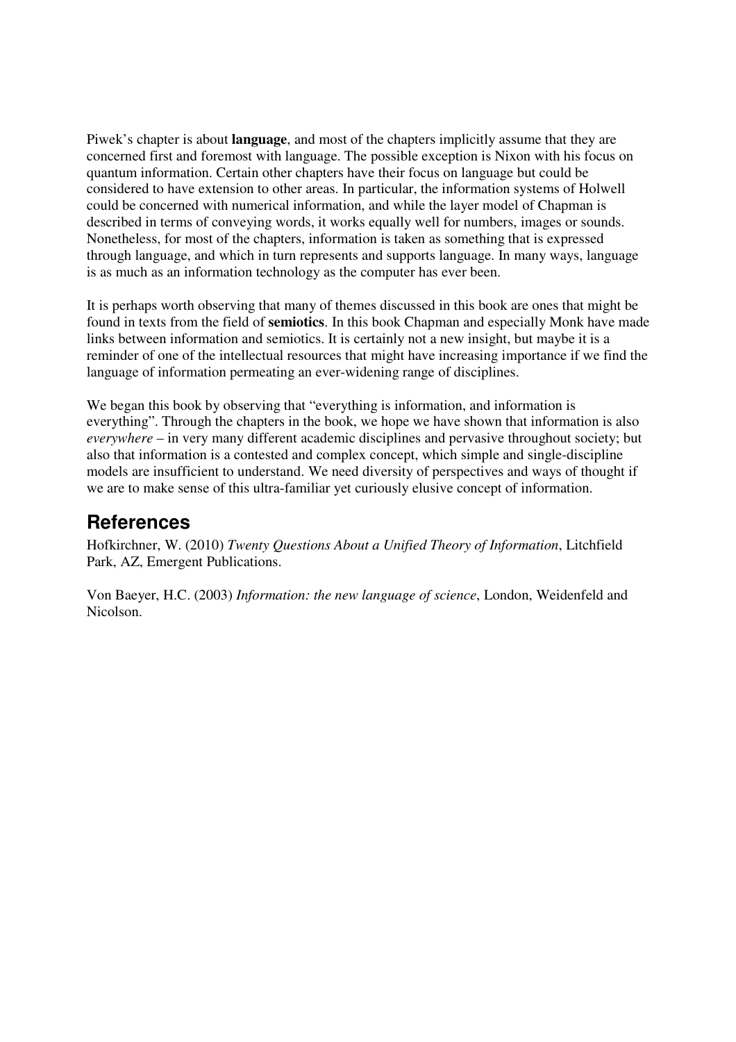Piwek's chapter is about **language**, and most of the chapters implicitly assume that they are concerned first and foremost with language. The possible exception is Nixon with his focus on quantum information. Certain other chapters have their focus on language but could be considered to have extension to other areas. In particular, the information systems of Holwell could be concerned with numerical information, and while the layer model of Chapman is described in terms of conveying words, it works equally well for numbers, images or sounds. Nonetheless, for most of the chapters, information is taken as something that is expressed through language, and which in turn represents and supports language. In many ways, language is as much as an information technology as the computer has ever been.

It is perhaps worth observing that many of themes discussed in this book are ones that might be found in texts from the field of **semiotics**. In this book Chapman and especially Monk have made links between information and semiotics. It is certainly not a new insight, but maybe it is a reminder of one of the intellectual resources that might have increasing importance if we find the language of information permeating an ever-widening range of disciplines.

We began this book by observing that "everything is information, and information is everything". Through the chapters in the book, we hope we have shown that information is also *everywhere* – in very many different academic disciplines and pervasive throughout society; but also that information is a contested and complex concept, which simple and single-discipline models are insufficient to understand. We need diversity of perspectives and ways of thought if we are to make sense of this ultra-familiar yet curiously elusive concept of information.

## References

Hofkirchner, W. (2010) *Twenty Questions About a Unified Theory of Information*, Litchfield Park, AZ, Emergent Publications.

Von Baeyer, H.C. (2003) *Information: the new language of science*, London, Weidenfeld and Nicolson.